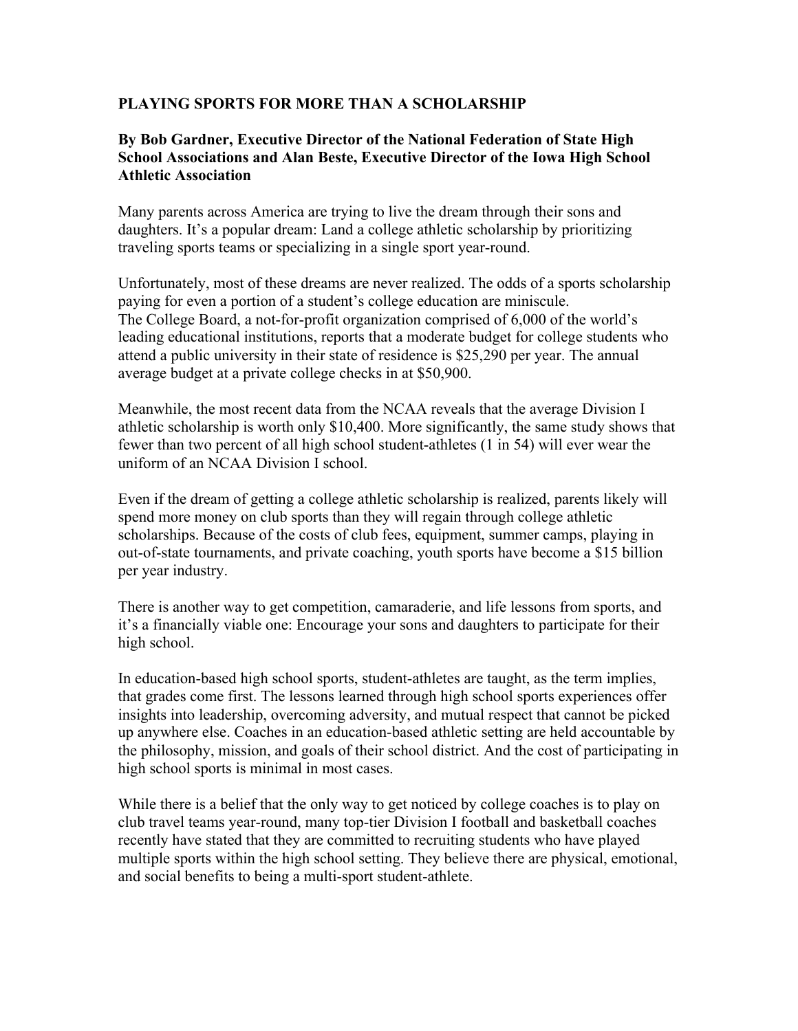# PLAYING SPORTS FOR MORE THAN A SCHOLARSHIP

**By Bob Gardner, Executive Director of the National Federation of State High School Associations and Alan Beste, Executive Director of the Iowa High School Athletic Association**

Many parents across America are trying to live the dream through their sons and daughters. It's a popular dream: Land a college athletic scholarship by prioritizing traveling sports teams or specializing in a single sport year-round.

Unfortunately, most of these dreams are never realized. The odds of a sports scholarship paying for even a portion of a student's college education are miniscule.
The College Board, a not-for-profit organization comprised of 6,000 of the world's leading educational institutions, reports that a moderate budget for college students who attend a public university in their state of residence is $25,290 per year. The annual average budget at a private college checks in at $50,900.

Meanwhile, the most recent data from the NCAA reveals that the average Division I athletic scholarship is worth only $10,400. More significantly, the same study shows that fewer than two percent of all high school student-athletes (1 in 54) will ever wear the uniform of an NCAA Division I school.

Even if the dream of getting a college athletic scholarship is realized, parents likely will spend more money on club sports than they will regain through college athletic scholarships. Because of the costs of club fees, equipment, summer camps, playing in out-of-state tournaments, and private coaching, youth sports have become a $15 billion per year industry.

There is another way to get competition, camaraderie, and life lessons from sports, and it's a financially viable one: Encourage your sons and daughters to participate for their high school.

In education-based high school sports, student-athletes are taught, as the term implies, that grades come first. The lessons learned through high school sports experiences offer insights into leadership, overcoming adversity, and mutual respect that cannot be picked up anywhere else. Coaches in an education-based athletic setting are held accountable by the philosophy, mission, and goals of their school district. And the cost of participating in high school sports is minimal in most cases.

While there is a belief that the only way to get noticed by college coaches is to play on club travel teams year-round, many top-tier Division I football and basketball coaches recently have stated that they are committed to recruiting students who have played multiple sports within the high school setting. They believe there are physical, emotional, and social benefits to being a multi-sport student-athlete.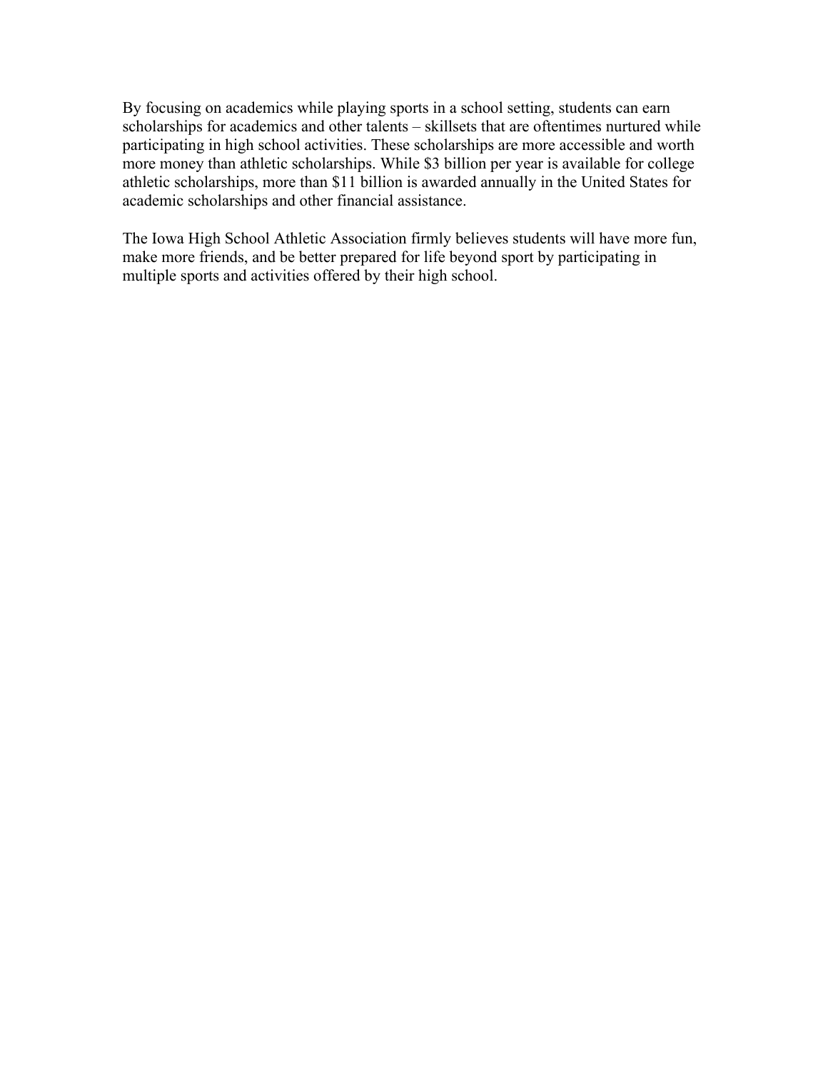By focusing on academics while playing sports in a school setting, students can earn scholarships for academics and other talents – skillsets that are oftentimes nurtured while participating in high school activities. These scholarships are more accessible and worth more money than athletic scholarships. While $3 billion per year is available for college athletic scholarships, more than $11 billion is awarded annually in the United States for academic scholarships and other financial assistance.

The Iowa High School Athletic Association firmly believes students will have more fun, make more friends, and be better prepared for life beyond sport by participating in multiple sports and activities offered by their high school.